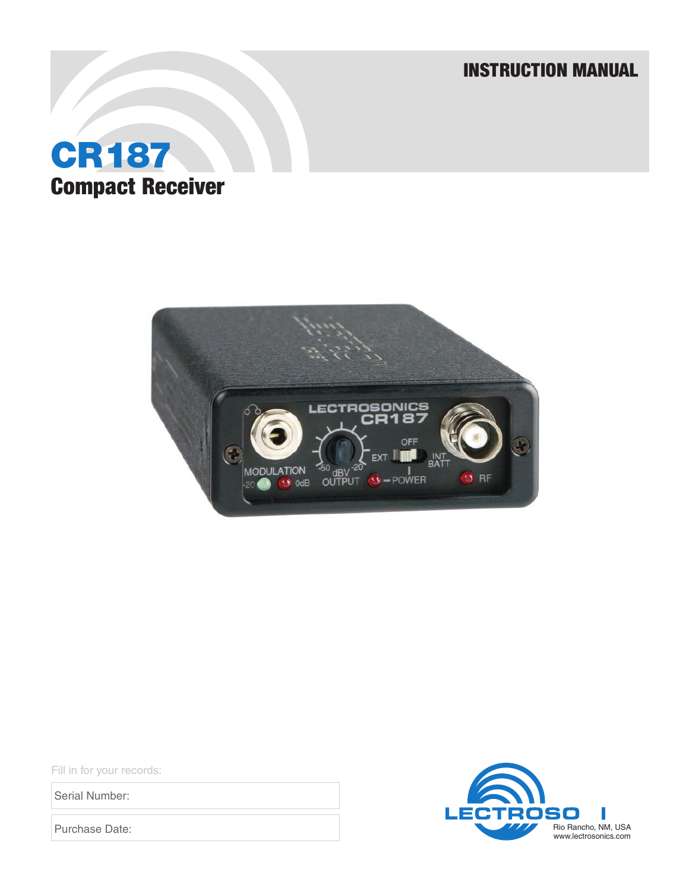INSTRUCTION MANUAL

# CR187

## Compact Receiver

Fill in for your records:

| Serial Number: |
| --- |
| Purchase Date: |

Rio Rancho, NM, USA
www.lectrosonics.com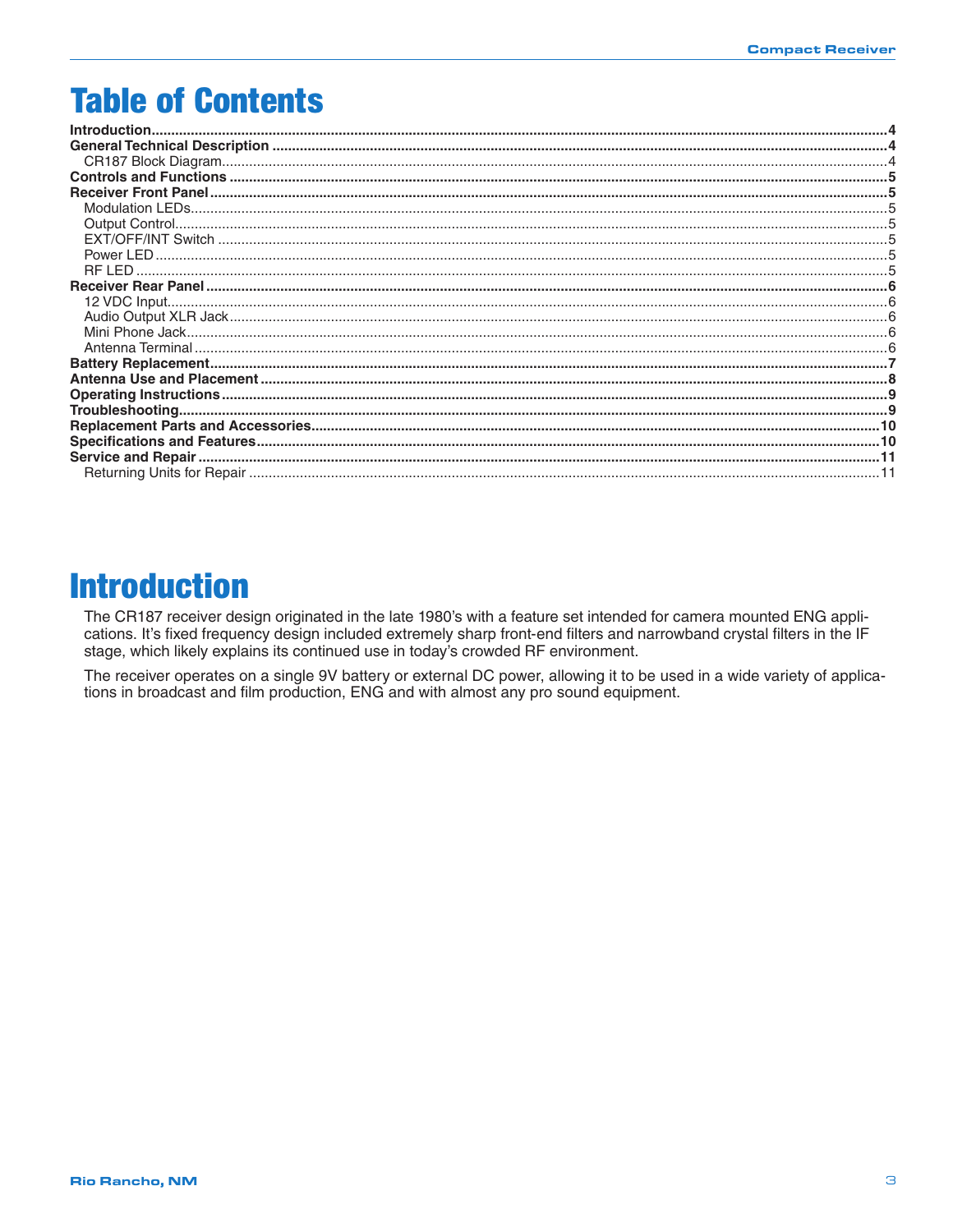# Table of Contents

**Introduction** .... 4
**General Technical Description** .... 4
  CR187 Block Diagram .... 4
**Controls and Functions** .... 5
**Receiver Front Panel** .... 5
  Modulation LEDs .... 5
  Output Control .... 5
  EXT/OFF/INT Switch .... 5
  Power LED .... 5
  RF LED .... 5
**Receiver Rear Panel** .... 6
  12 VDC Input .... 6
  Audio Output XLR Jack .... 6
  Mini Phone Jack .... 6
  Antenna Terminal .... 6
**Battery Replacement** .... 7
**Antenna Use and Placement** .... 8
**Operating Instructions** .... 9
**Troubleshooting** .... 9
**Replacement Parts and Accessories** .... 10
**Specifications and Features** .... 10
**Service and Repair** .... 11
  Returning Units for Repair .... 11

# Introduction

The CR187 receiver design originated in the late 1980's with a feature set intended for camera mounted ENG applications. It's fixed frequency design included extremely sharp front-end filters and narrowband crystal filters in the IF stage, which likely explains its continued use in today's crowded RF environment.

The receiver operates on a single 9V battery or external DC power, allowing it to be used in a wide variety of applications in broadcast and film production, ENG and with almost any pro sound equipment.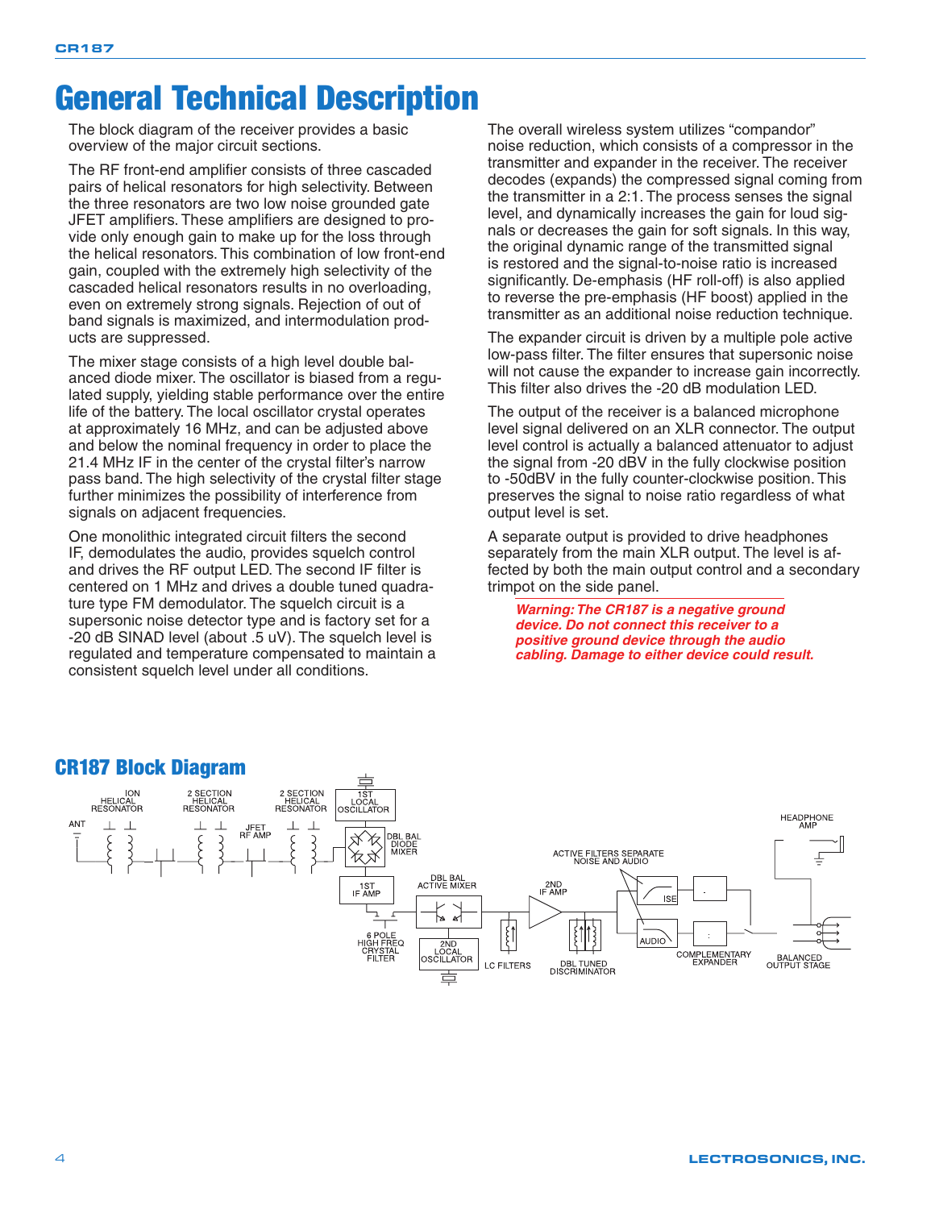# General Technical Description

The block diagram of the receiver provides a basic overview of the major circuit sections.

The RF front-end amplifier consists of three cascaded pairs of helical resonators for high selectivity. Between the three resonators are two low noise grounded gate JFET amplifiers. These amplifiers are designed to provide only enough gain to make up for the loss through the helical resonators. This combination of low front-end gain, coupled with the extremely high selectivity of the cascaded helical resonators results in no overloading, even on extremely strong signals. Rejection of out of band signals is maximized, and intermodulation products are suppressed.

The mixer stage consists of a high level double balanced diode mixer. The oscillator is biased from a regulated supply, yielding stable performance over the entire life of the battery. The local oscillator crystal operates at approximately 16 MHz, and can be adjusted above and below the nominal frequency in order to place the 21.4 MHz IF in the center of the crystal filter's narrow pass band. The high selectivity of the crystal filter stage further minimizes the possibility of interference from signals on adjacent frequencies.

One monolithic integrated circuit filters the second IF, demodulates the audio, provides squelch control and drives the RF output LED. The second IF filter is centered on 1 MHz and drives a double tuned quadrature type FM demodulator. The squelch circuit is a supersonic noise detector type and is factory set for a -20 dB SINAD level (about .5 uV). The squelch level is regulated and temperature compensated to maintain a consistent squelch level under all conditions.

The overall wireless system utilizes "compandor" noise reduction, which consists of a compressor in the transmitter and expander in the receiver. The receiver decodes (expands) the compressed signal coming from the transmitter in a 2:1. The process senses the signal level, and dynamically increases the gain for loud signals or decreases the gain for soft signals. In this way, the original dynamic range of the transmitted signal is restored and the signal-to-noise ratio is increased significantly. De-emphasis (HF roll-off) is also applied to reverse the pre-emphasis (HF boost) applied in the transmitter as an additional noise reduction technique.

The expander circuit is driven by a multiple pole active low-pass filter. The filter ensures that supersonic noise will not cause the expander to increase gain incorrectly. This filter also drives the -20 dB modulation LED.

The output of the receiver is a balanced microphone level signal delivered on an XLR connector. The output level control is actually a balanced attenuator to adjust the signal from -20 dBV in the fully clockwise position to -50dBV in the fully counter-clockwise position. This preserves the signal to noise ratio regardless of what output level is set.

A separate output is provided to drive headphones separately from the main XLR output. The level is affected by both the main output control and a secondary trimpot on the side panel.

***Warning: The CR187 is a negative ground device. Do not connect this receiver to a positive ground device through the audio cabling. Damage to either device could result.***

## CR187 Block Diagram

ANT — ION HELICAL RESONATOR — 2 SECTION HELICAL RESONATOR — JFET RF AMP — 2 SECTION HELICAL RESONATOR — 1ST LOCAL OSCILLATOR — DBL BAL DIODE MIXER — 1ST IF AMP — 6 POLE HIGH FREQ CRYSTAL FILTER — DBL BAL ACTIVE MIXER — 2ND LOCAL OSCILLATOR — LC FILTERS — 2ND IF AMP — DBL TUNED DISCRIMINATOR — ACTIVE FILTERS SEPARATE NOISE AND AUDIO (NOISE / AUDIO) — COMPLEMENTARY EXPANDER — HEADPHONE AMP — BALANCED OUTPUT STAGE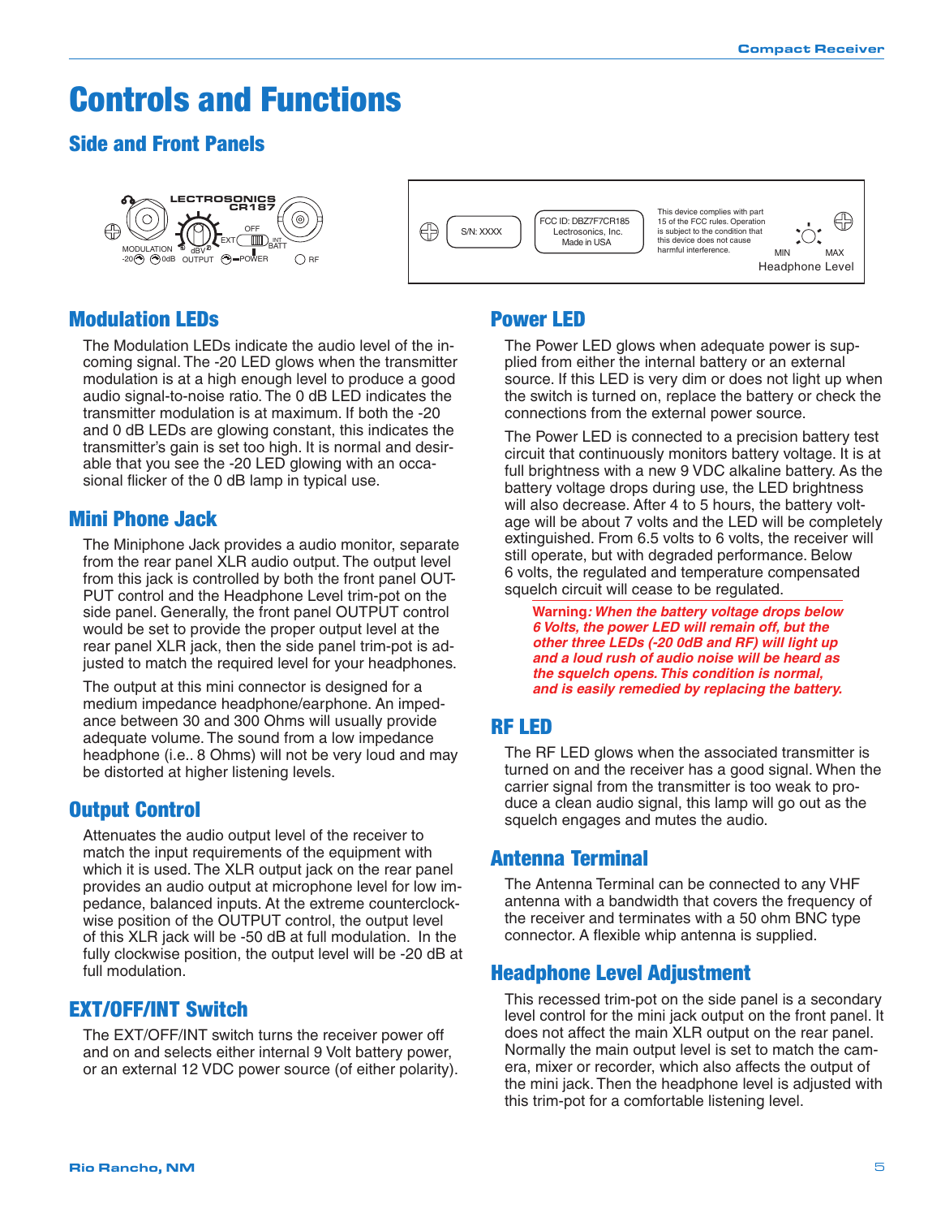# Controls and Functions

## Side and Front Panels

## Modulation LEDs

The Modulation LEDs indicate the audio level of the incoming signal. The -20 LED glows when the transmitter modulation is at a high enough level to produce a good audio signal-to-noise ratio. The 0 dB LED indicates the transmitter modulation is at maximum. If both the -20 and 0 dB LEDs are glowing constant, this indicates the transmitter's gain is set too high. It is normal and desirable that you see the -20 LED glowing with an occasional flicker of the 0 dB lamp in typical use.

## Mini Phone Jack

The Miniphone Jack provides a audio monitor, separate from the rear panel XLR audio output. The output level from this jack is controlled by both the front panel OUTPUT control and the Headphone Level trim-pot on the side panel. Generally, the front panel OUTPUT control would be set to provide the proper output level at the rear panel XLR jack, then the side panel trim-pot is adjusted to match the required level for your headphones.

The output at this mini connector is designed for a medium impedance headphone/earphone. An impedance between 30 and 300 Ohms will usually provide adequate volume. The sound from a low impedance headphone (i.e.. 8 Ohms) will not be very loud and may be distorted at higher listening levels.

## Output Control

Attenuates the audio output level of the receiver to match the input requirements of the equipment with which it is used. The XLR output jack on the rear panel provides an audio output at microphone level for low impedance, balanced inputs. At the extreme counterclockwise position of the OUTPUT control, the output level of this XLR jack will be -50 dB at full modulation. In the fully clockwise position, the output level will be -20 dB at full modulation.

## EXT/OFF/INT Switch

The EXT/OFF/INT switch turns the receiver power off and on and selects either internal 9 Volt battery power, or an external 12 VDC power source (of either polarity).

## Power LED

The Power LED glows when adequate power is supplied from either the internal battery or an external source. If this LED is very dim or does not light up when the switch is turned on, replace the battery or check the connections from the external power source.

The Power LED is connected to a precision battery test circuit that continuously monitors battery voltage. It is at full brightness with a new 9 VDC alkaline battery. As the battery voltage drops during use, the LED brightness will also decrease. After 4 to 5 hours, the battery voltage will be about 7 volts and the LED will be completely extinguished. From 6.5 volts to 6 volts, the receiver will still operate, but with degraded performance. Below 6 volts, the regulated and temperature compensated squelch circuit will cease to be regulated.

> **Warning***: When the battery voltage drops below 6 Volts, the power LED will remain off, but the other three LEDs (-20 0dB and RF) will light up and a loud rush of audio noise will be heard as the squelch opens. This condition is normal, and is easily remedied by replacing the battery.*

## RF LED

The RF LED glows when the associated transmitter is turned on and the receiver has a good signal. When the carrier signal from the transmitter is too weak to produce a clean audio signal, this lamp will go out as the squelch engages and mutes the audio.

## Antenna Terminal

The Antenna Terminal can be connected to any VHF antenna with a bandwidth that covers the frequency of the receiver and terminates with a 50 ohm BNC type connector. A flexible whip antenna is supplied.

## Headphone Level Adjustment

This recessed trim-pot on the side panel is a secondary level control for the mini jack output on the front panel. It does not affect the main XLR output on the rear panel. Normally the main output level is set to match the camera, mixer or recorder, which also affects the output of the mini jack. Then the headphone level is adjusted with this trim-pot for a comfortable listening level.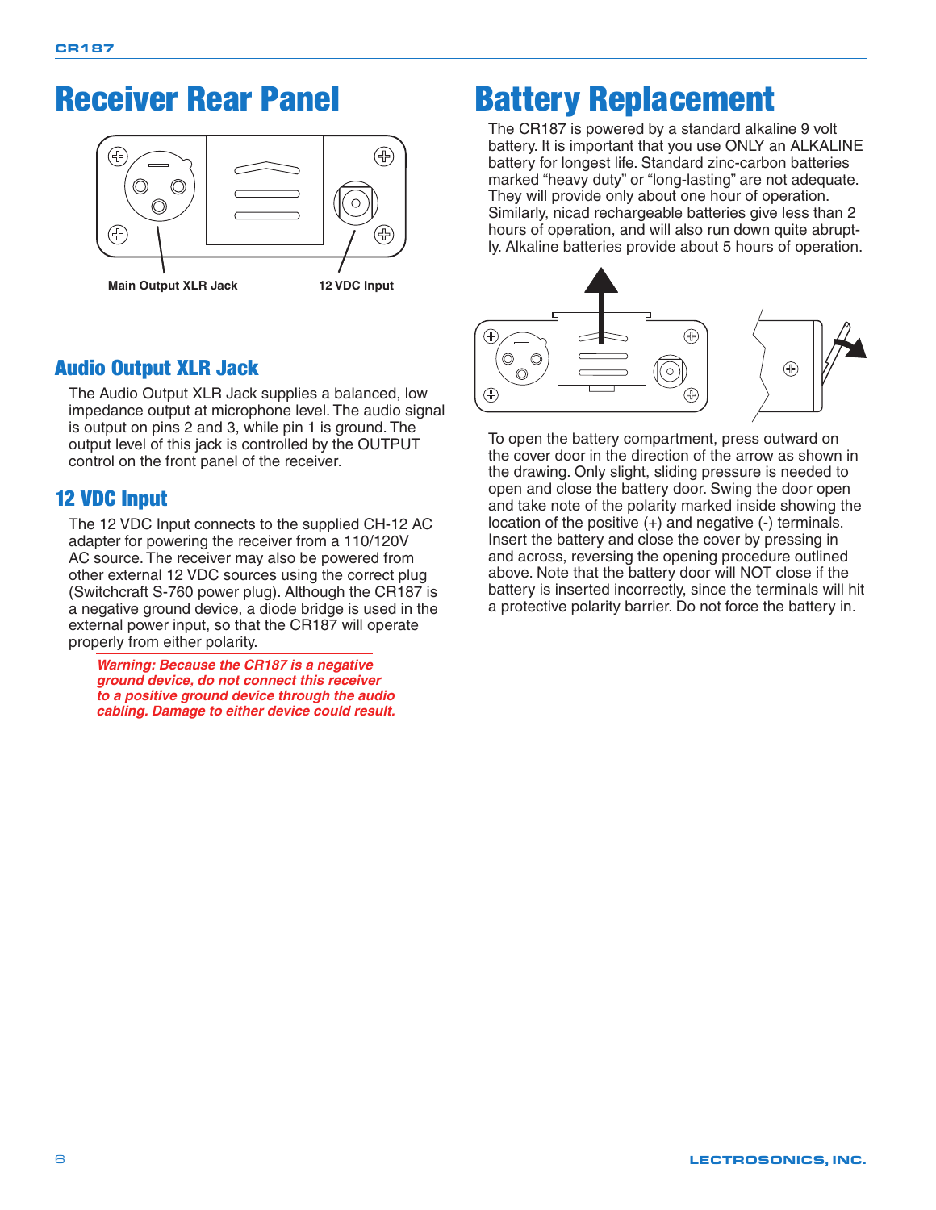# Receiver Rear Panel

Main Output XLR Jack

12 VDC Input

## Audio Output XLR Jack

The Audio Output XLR Jack supplies a balanced, low impedance output at microphone level. The audio signal is output on pins 2 and 3, while pin 1 is ground. The output level of this jack is controlled by the OUTPUT control on the front panel of the receiver.

## 12 VDC Input

The 12 VDC Input connects to the supplied CH-12 AC adapter for powering the receiver from a 110/120V AC source. The receiver may also be powered from other external 12 VDC sources using the correct plug (Switchcraft S-760 power plug). Although the CR187 is a negative ground device, a diode bridge is used in the external power input, so that the CR187 will operate properly from either polarity.

***Warning: Because the CR187 is a negative ground device, do not connect this receiver to a positive ground device through the audio cabling. Damage to either device could result.***

# Battery Replacement

The CR187 is powered by a standard alkaline 9 volt battery. It is important that you use ONLY an ALKALINE battery for longest life. Standard zinc-carbon batteries marked “heavy duty” or “long-lasting” are not adequate. They will provide only about one hour of operation. Similarly, nicad rechargeable batteries give less than 2 hours of operation, and will also run down quite abruptly. Alkaline batteries provide about 5 hours of operation.

To open the battery compartment, press outward on the cover door in the direction of the arrow as shown in the drawing. Only slight, sliding pressure is needed to open and close the battery door. Swing the door open and take note of the polarity marked inside showing the location of the positive (+) and negative (-) terminals. Insert the battery and close the cover by pressing in and across, reversing the opening procedure outlined above. Note that the battery door will NOT close if the battery is inserted incorrectly, since the terminals will hit a protective polarity barrier. Do not force the battery in.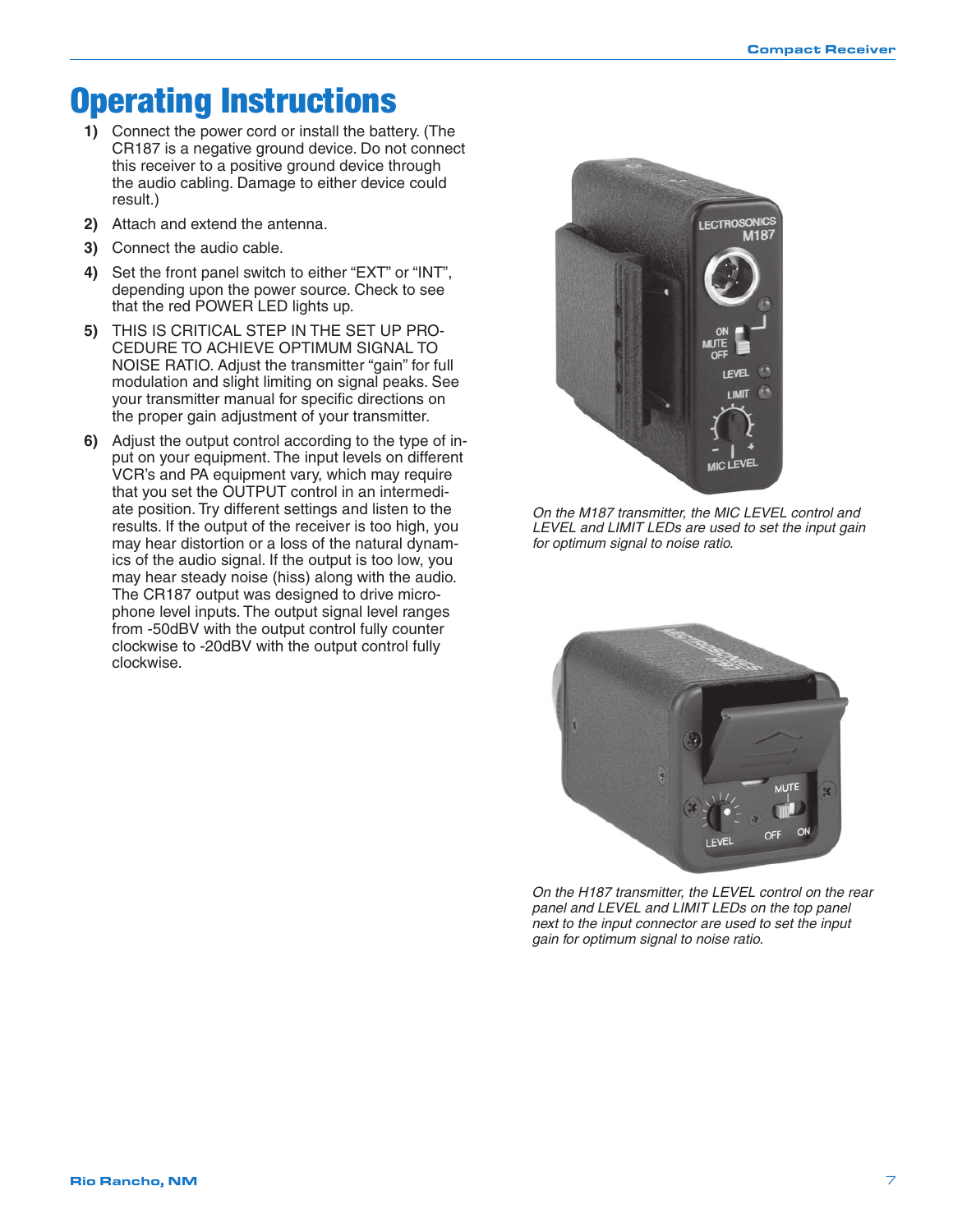# Operating Instructions

1) Connect the power cord or install the battery. (The CR187 is a negative ground device. Do not connect this receiver to a positive ground device through the audio cabling. Damage to either device could result.)

2) Attach and extend the antenna.

3) Connect the audio cable.

4) Set the front panel switch to either "EXT" or "INT", depending upon the power source. Check to see that the red POWER LED lights up.

5) THIS IS CRITICAL STEP IN THE SET UP PROCEDURE TO ACHIEVE OPTIMUM SIGNAL TO NOISE RATIO. Adjust the transmitter "gain" for full modulation and slight limiting on signal peaks. See your transmitter manual for specific directions on the proper gain adjustment of your transmitter.

6) Adjust the output control according to the type of input on your equipment. The input levels on different VCR's and PA equipment vary, which may require that you set the OUTPUT control in an intermediate position. Try different settings and listen to the results. If the output of the receiver is too high, you may hear distortion or a loss of the natural dynamics of the audio signal. If the output is too low, you may hear steady noise (hiss) along with the audio. The CR187 output was designed to drive microphone level inputs. The output signal level ranges from -50dBV with the output control fully counter clockwise to -20dBV with the output control fully clockwise.

*On the M187 transmitter, the MIC LEVEL control and LEVEL and LIMIT LEDs are used to set the input gain for optimum signal to noise ratio.*

*On the H187 transmitter, the LEVEL control on the rear panel and LEVEL and LIMIT LEDs on the top panel next to the input connector are used to set the input gain for optimum signal to noise ratio.*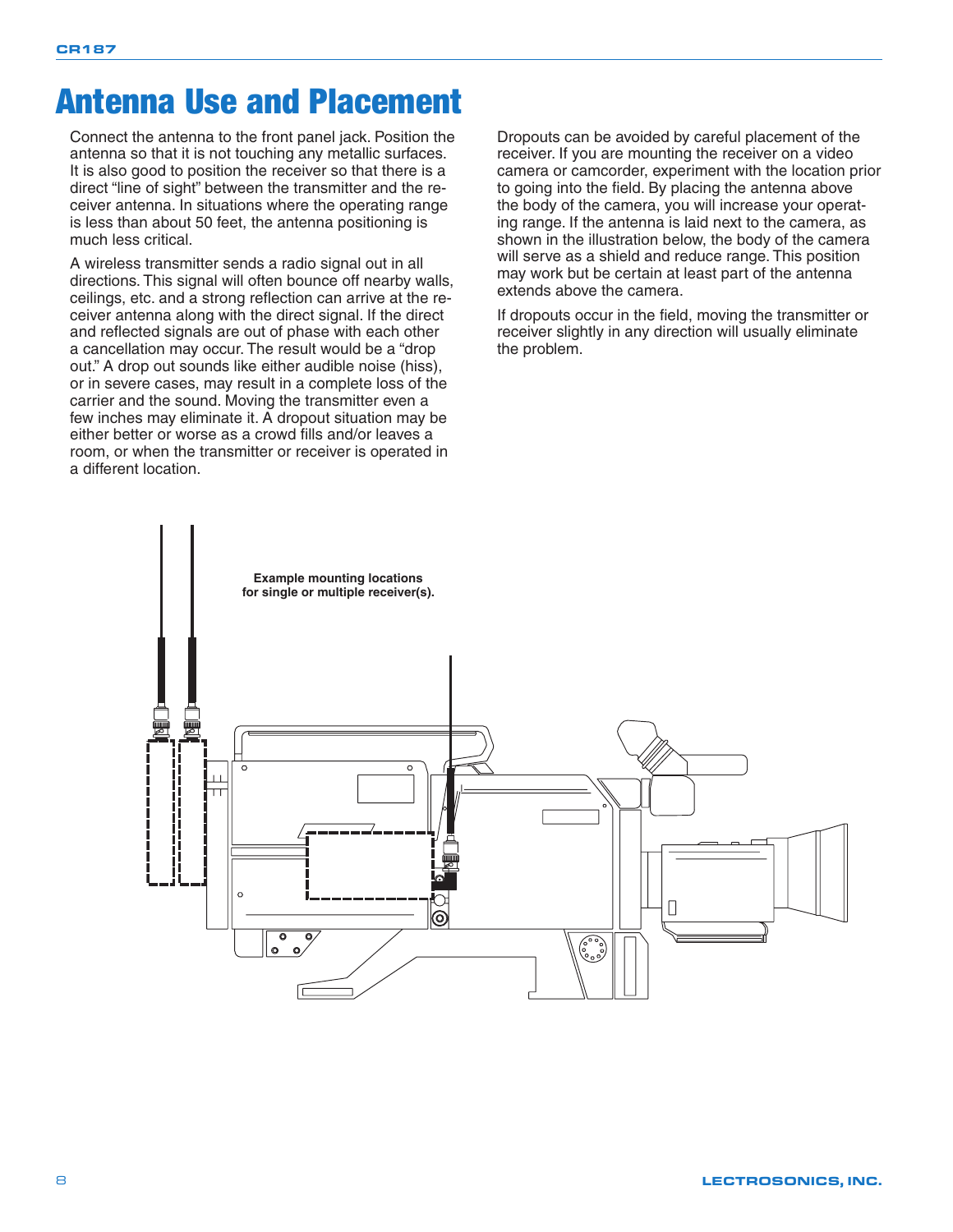# Antenna Use and Placement

Connect the antenna to the front panel jack. Position the antenna so that it is not touching any metallic surfaces. It is also good to position the receiver so that there is a direct "line of sight" between the transmitter and the receiver antenna. In situations where the operating range is less than about 50 feet, the antenna positioning is much less critical.

A wireless transmitter sends a radio signal out in all directions. This signal will often bounce off nearby walls, ceilings, etc. and a strong reflection can arrive at the receiver antenna along with the direct signal. If the direct and reflected signals are out of phase with each other a cancellation may occur. The result would be a "drop out." A drop out sounds like either audible noise (hiss), or in severe cases, may result in a complete loss of the carrier and the sound. Moving the transmitter even a few inches may eliminate it. A dropout situation may be either better or worse as a crowd fills and/or leaves a room, or when the transmitter or receiver is operated in a different location.

Dropouts can be avoided by careful placement of the receiver. If you are mounting the receiver on a video camera or camcorder, experiment with the location prior to going into the field. By placing the antenna above the body of the camera, you will increase your operating range. If the antenna is laid next to the camera, as shown in the illustration below, the body of the camera will serve as a shield and reduce range. This position may work but be certain at least part of the antenna extends above the camera.

If dropouts occur in the field, moving the transmitter or receiver slightly in any direction will usually eliminate the problem.

**Example mounting locations for single or multiple receiver(s).**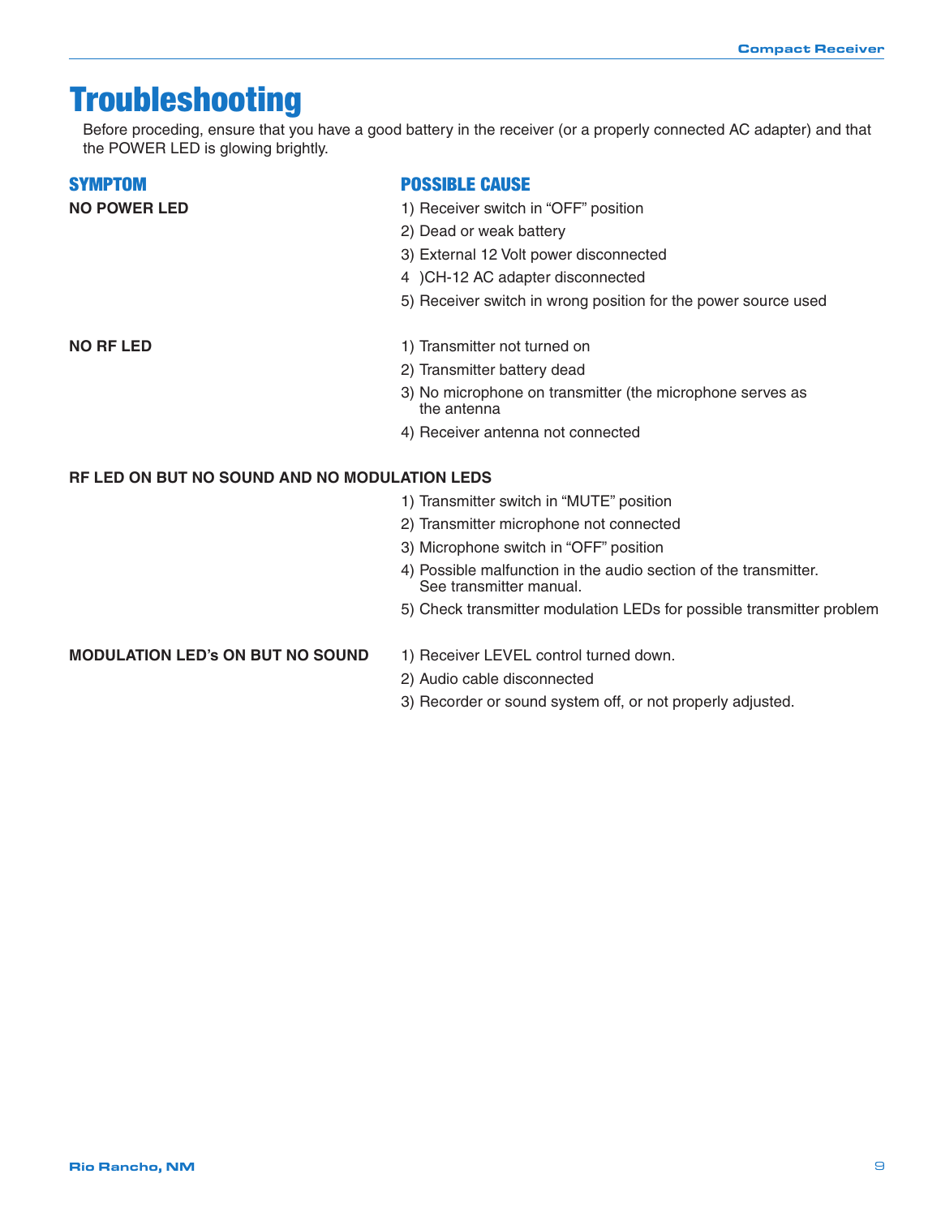# Troubleshooting

Before proceding, ensure that you have a good battery in the receiver (or a properly connected AC adapter) and that the POWER LED is glowing brightly.

| SYMPTOM | POSSIBLE CAUSE |
|---|---|
| **NO POWER LED** | 1) Receiver switch in “OFF” position<br>2) Dead or weak battery<br>3) External 12 Volt power disconnected<br>4 )CH-12 AC adapter disconnected<br>5) Receiver switch in wrong position for the power source used |
| **NO RF LED** | 1) Transmitter not turned on<br>2) Transmitter battery dead<br>3) No microphone on transmitter (the microphone serves as the antenna<br>4) Receiver antenna not connected |
| **RF LED ON BUT NO SOUND AND NO MODULATION LEDS** | 1) Transmitter switch in “MUTE” position<br>2) Transmitter microphone not connected<br>3) Microphone switch in “OFF” position<br>4) Possible malfunction in the audio section of the transmitter. See transmitter manual.<br>5) Check transmitter modulation LEDs for possible transmitter problem |
| **MODULATION LED’s ON BUT NO SOUND** | 1) Receiver LEVEL control turned down.<br>2) Audio cable disconnected<br>3) Recorder or sound system off, or not properly adjusted. |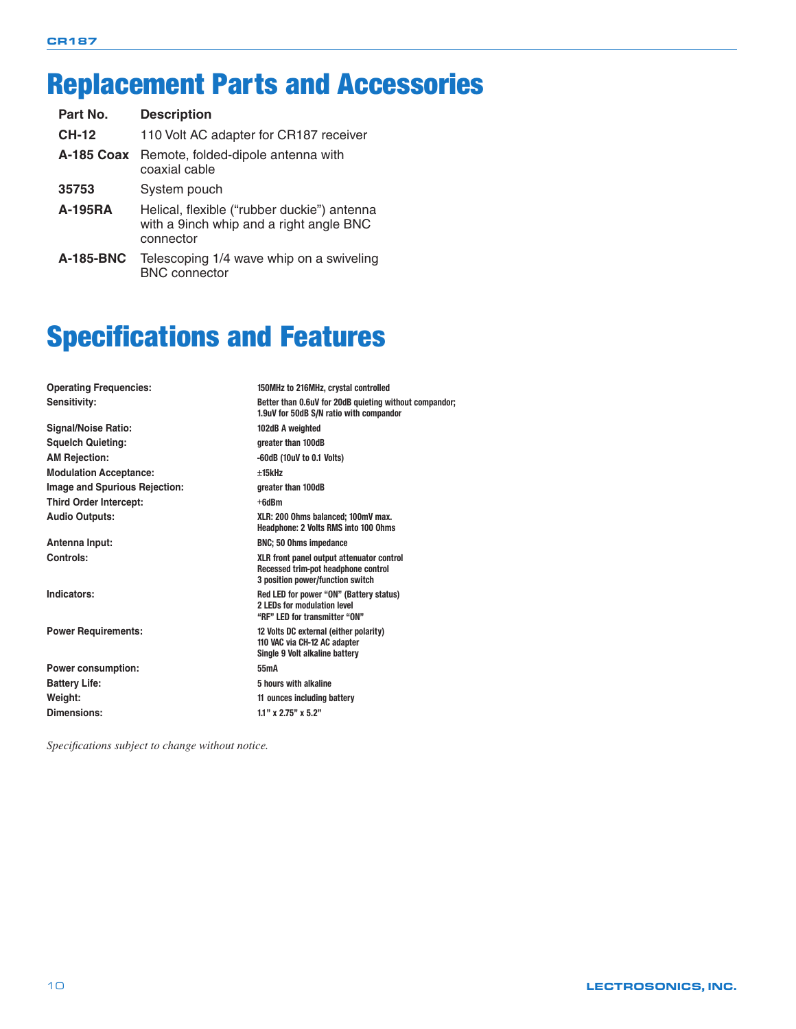# Replacement Parts and Accessories

| Part No. | Description |
|---|---|
| CH-12 | 110 Volt AC adapter for CR187 receiver |
| A-185 Coax | Remote, folded-dipole antenna with coaxial cable |
| 35753 | System pouch |
| A-195RA | Helical, flexible (“rubber duckie”) antenna with a 9inch whip and a right angle BNC connector |
| A-185-BNC | Telescoping 1/4 wave whip on a swiveling BNC connector |

# Specifications and Features

| | |
|---|---|
| **Operating Frequencies:** | 150MHz to 216MHz, crystal controlled |
| **Sensitivity:** | Better than 0.6uV for 20dB quieting without compandor; 1.9uV for 50dB S/N ratio with compandor |
| **Signal/Noise Ratio:** | 102dB A weighted |
| **Squelch Quieting:** | greater than 100dB |
| **AM Rejection:** | -60dB (10uV to 0.1 Volts) |
| **Modulation Acceptance:** | ±15kHz |
| **Image and Spurious Rejection:** | greater than 100dB |
| **Third Order Intercept:** | +6dBm |
| **Audio Outputs:** | XLR: 200 Ohms balanced; 100mV max.<br>Headphone: 2 Volts RMS into 100 Ohms |
| **Antenna Input:** | BNC; 50 Ohms impedance |
| **Controls:** | XLR front panel output attenuator control<br>Recessed trim-pot headphone control<br>3 position power/function switch |
| **Indicators:** | Red LED for power “ON” (Battery status)<br>2 LEDs for modulation level<br>“RF” LED for transmitter “ON” |
| **Power Requirements:** | 12 Volts DC external (either polarity)<br>110 VAC via CH-12 AC adapter<br>Single 9 Volt alkaline battery |
| **Power consumption:** | 55mA |
| **Battery Life:** | 5 hours with alkaline |
| **Weight:** | 11 ounces including battery |
| **Dimensions:** | 1.1” x 2.75” x 5.2” |

*Specifications subject to change without notice.*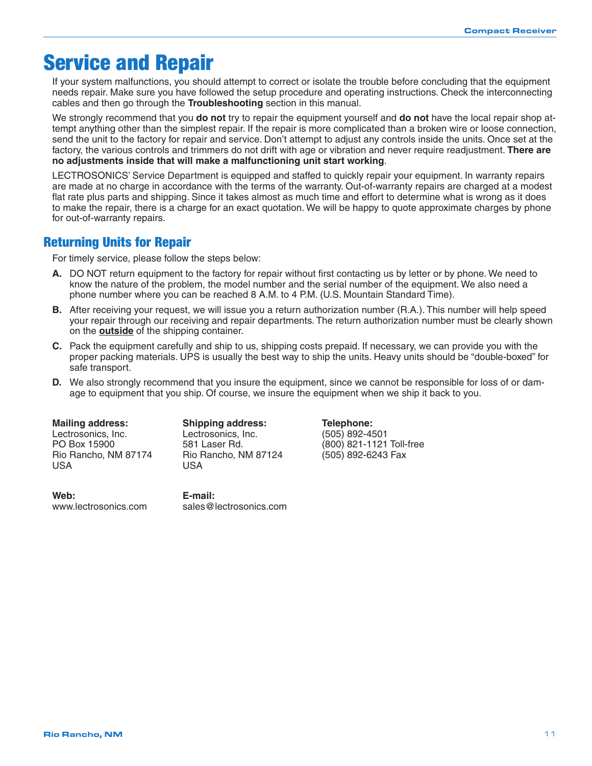# Service and Repair

If your system malfunctions, you should attempt to correct or isolate the trouble before concluding that the equipment needs repair. Make sure you have followed the setup procedure and operating instructions. Check the interconnecting cables and then go through the **Troubleshooting** section in this manual.

We strongly recommend that you **do not** try to repair the equipment yourself and **do not** have the local repair shop attempt anything other than the simplest repair. If the repair is more complicated than a broken wire or loose connection, send the unit to the factory for repair and service. Don't attempt to adjust any controls inside the units. Once set at the factory, the various controls and trimmers do not drift with age or vibration and never require readjustment. **There are no adjustments inside that will make a malfunctioning unit start working**.

LECTROSONICS' Service Department is equipped and staffed to quickly repair your equipment. In warranty repairs are made at no charge in accordance with the terms of the warranty. Out-of-warranty repairs are charged at a modest flat rate plus parts and shipping. Since it takes almost as much time and effort to determine what is wrong as it does to make the repair, there is a charge for an exact quotation. We will be happy to quote approximate charges by phone for out-of-warranty repairs.

## Returning Units for Repair

For timely service, please follow the steps below:

**A.** DO NOT return equipment to the factory for repair without first contacting us by letter or by phone. We need to know the nature of the problem, the model number and the serial number of the equipment. We also need a phone number where you can be reached 8 A.M. to 4 P.M. (U.S. Mountain Standard Time).

**B.** After receiving your request, we will issue you a return authorization number (R.A.). This number will help speed your repair through our receiving and repair departments. The return authorization number must be clearly shown on the **outside** of the shipping container.

**C.** Pack the equipment carefully and ship to us, shipping costs prepaid. If necessary, we can provide you with the proper packing materials. UPS is usually the best way to ship the units. Heavy units should be "double-boxed" for safe transport.

**D.** We also strongly recommend that you insure the equipment, since we cannot be responsible for loss of or damage to equipment that you ship. Of course, we insure the equipment when we ship it back to you.

**Mailing address:**
Lectrosonics, Inc.
PO Box 15900
Rio Rancho, NM 87174
USA

**Shipping address:**
Lectrosonics, Inc.
581 Laser Rd.
Rio Rancho, NM 87124
USA

**Telephone:**
(505) 892-4501
(800) 821-1121 Toll-free
(505) 892-6243 Fax

**Web:**
www.lectrosonics.com

**E-mail:**
sales@lectrosonics.com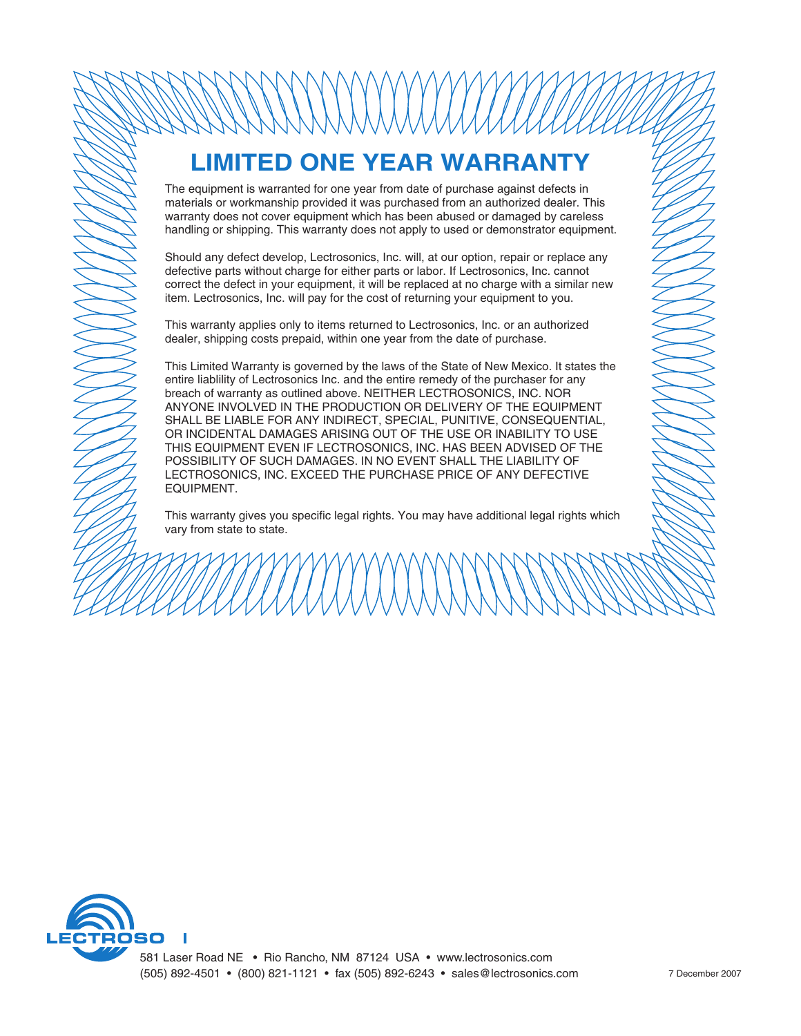# LIMITED ONE YEAR WARRANTY

The equipment is warranted for one year from date of purchase against defects in materials or workmanship provided it was purchased from an authorized dealer. This warranty does not cover equipment which has been abused or damaged by careless handling or shipping. This warranty does not apply to used or demonstrator equipment.

Should any defect develop, Lectrosonics, Inc. will, at our option, repair or replace any defective parts without charge for either parts or labor. If Lectrosonics, Inc. cannot correct the defect in your equipment, it will be replaced at no charge with a similar new item. Lectrosonics, Inc. will pay for the cost of returning your equipment to you.

This warranty applies only to items returned to Lectrosonics, Inc. or an authorized dealer, shipping costs prepaid, within one year from the date of purchase.

This Limited Warranty is governed by the laws of the State of New Mexico. It states the entire liablility of Lectrosonics Inc. and the entire remedy of the purchaser for any breach of warranty as outlined above. NEITHER LECTROSONICS, INC. NOR ANYONE INVOLVED IN THE PRODUCTION OR DELIVERY OF THE EQUIPMENT SHALL BE LIABLE FOR ANY INDIRECT, SPECIAL, PUNITIVE, CONSEQUENTIAL, OR INCIDENTAL DAMAGES ARISING OUT OF THE USE OR INABILITY TO USE THIS EQUIPMENT EVEN IF LECTROSONICS, INC. HAS BEEN ADVISED OF THE POSSIBILITY OF SUCH DAMAGES. IN NO EVENT SHALL THE LIABILITY OF LECTROSONICS, INC. EXCEED THE PURCHASE PRICE OF ANY DEFECTIVE EQUIPMENT.

This warranty gives you specific legal rights. You may have additional legal rights which vary from state to state.

LECTROSONICS

581 Laser Road NE • Rio Rancho, NM 87124 USA • www.lectrosonics.com
(505) 892-4501 • (800) 821-1121 • fax (505) 892-6243 • sales@lectrosonics.com

7 December 2007